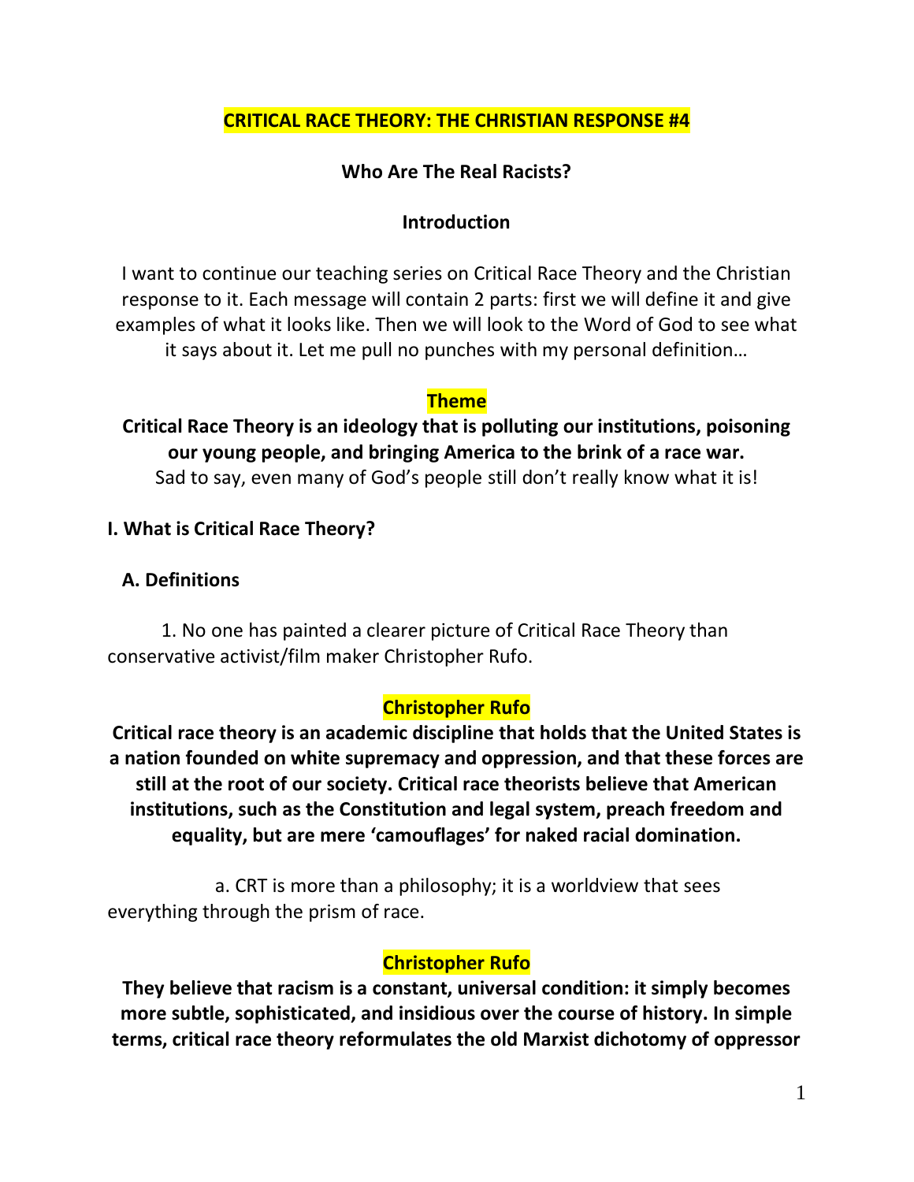# CRITICAL RACE THEORY: THE CHRISTIAN RESPONSE #4

## Who Are The Real Racists?

### Introduction

I want to continue our teaching series on Critical Race Theory and the Christian response to it. Each message will contain 2 parts: first we will define it and give examples of what it looks like. Then we will look to the Word of God to see what it says about it. Let me pull no punches with my personal definition…

**Theme**

**Critical Race Theory is an ideology that is polluting our institutions, poisoning our young people, and bringing America to the brink of a race war.**

Sad to say, even many of God's people still don't really know what it is!

**I. What is Critical Race Theory?**

**A. Definitions**

1. No one has painted a clearer picture of Critical Race Theory than conservative activist/film maker Christopher Rufo.

**Christopher Rufo**

**Critical race theory is an academic discipline that holds that the United States is a nation founded on white supremacy and oppression, and that these forces are still at the root of our society. Critical race theorists believe that American institutions, such as the Constitution and legal system, preach freedom and equality, but are mere 'camouflages' for naked racial domination.**

a. CRT is more than a philosophy; it is a worldview that sees everything through the prism of race.

**Christopher Rufo**

**They believe that racism is a constant, universal condition: it simply becomes more subtle, sophisticated, and insidious over the course of history. In simple terms, critical race theory reformulates the old Marxist dichotomy of oppressor**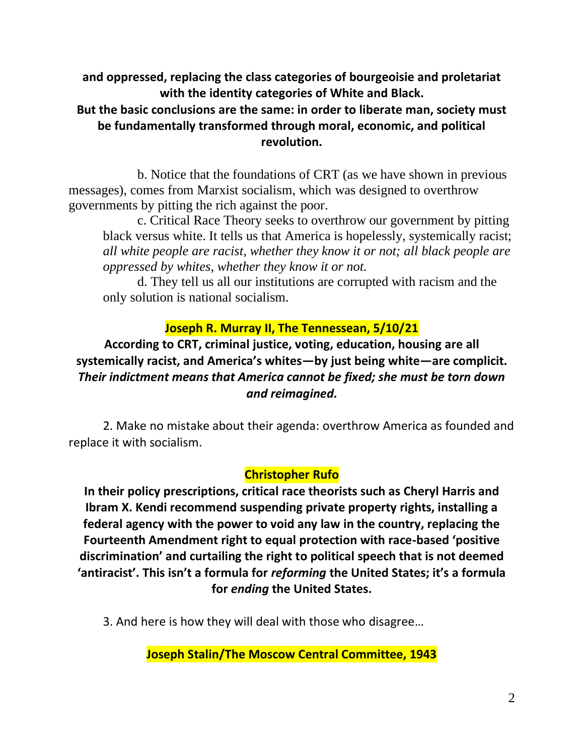**and oppressed, replacing the class categories of bourgeoisie and proletariat with the identity categories of White and Black.**
**But the basic conclusions are the same: in order to liberate man, society must be fundamentally transformed through moral, economic, and political revolution.**

b. Notice that the foundations of CRT (as we have shown in previous messages), comes from Marxist socialism, which was designed to overthrow governments by pitting the rich against the poor.

c. Critical Race Theory seeks to overthrow our government by pitting black versus white. It tells us that America is hopelessly, systemically racist; *all white people are racist, whether they know it or not; all black people are oppressed by whites, whether they know it or not.*

d. They tell us all our institutions are corrupted with racism and the only solution is national socialism.

**Joseph R. Murray II, The Tennessean, 5/10/21**

**According to CRT, criminal justice, voting, education, housing are all systemically racist, and America's whites—by just being white—are complicit. *Their indictment means that America cannot be fixed; she must be torn down and reimagined.***

2. Make no mistake about their agenda: overthrow America as founded and replace it with socialism.

**Christopher Rufo**

**In their policy prescriptions, critical race theorists such as Cheryl Harris and Ibram X. Kendi recommend suspending private property rights, installing a federal agency with the power to void any law in the country, replacing the Fourteenth Amendment right to equal protection with race-based 'positive discrimination' and curtailing the right to political speech that is not deemed 'antiracist'. This isn't a formula for *reforming* the United States; it's a formula for *ending* the United States.**

3. And here is how they will deal with those who disagree…

**Joseph Stalin/The Moscow Central Committee, 1943**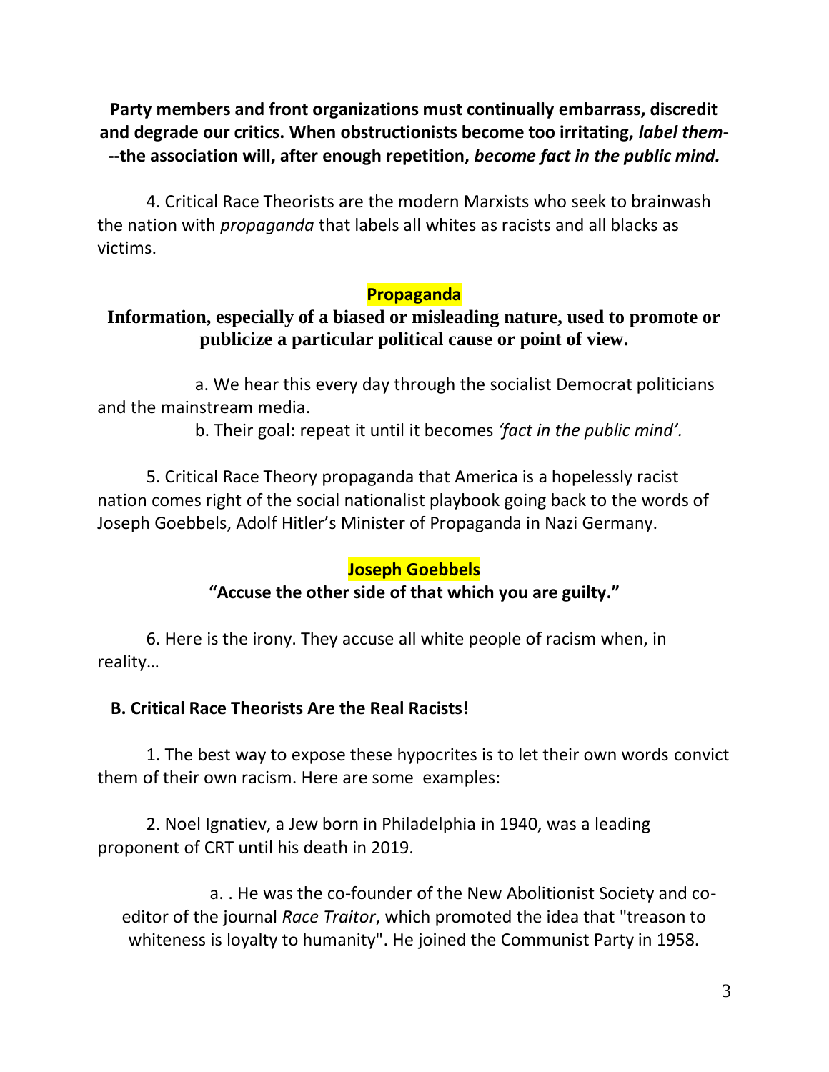**Party members and front organizations must continually embarrass, discredit and degrade our critics. When obstructionists become too irritating, *label them*---the association will, after enough repetition, *become fact in the public mind.***

4. Critical Race Theorists are the modern Marxists who seek to brainwash the nation with *propaganda* that labels all whites as racists and all blacks as victims.

**Propaganda**

**Information, especially of a biased or misleading nature, used to promote or publicize a particular political cause or point of view.**

a. We hear this every day through the socialist Democrat politicians and the mainstream media.

b. Their goal: repeat it until it becomes *'fact in the public mind'.*

5. Critical Race Theory propaganda that America is a hopelessly racist nation comes right of the social nationalist playbook going back to the words of Joseph Goebbels, Adolf Hitler's Minister of Propaganda in Nazi Germany.

**Joseph Goebbels**

**"Accuse the other side of that which you are guilty."**

6. Here is the irony. They accuse all white people of racism when, in reality…

**B. Critical Race Theorists Are the Real Racists!**

1. The best way to expose these hypocrites is to let their own words convict them of their own racism. Here are some examples:

2. Noel Ignatiev, a Jew born in Philadelphia in 1940, was a leading proponent of CRT until his death in 2019.

a. . He was the co-founder of the New Abolitionist Society and co-editor of the journal *Race Traitor*, which promoted the idea that "treason to whiteness is loyalty to humanity". He joined the Communist Party in 1958.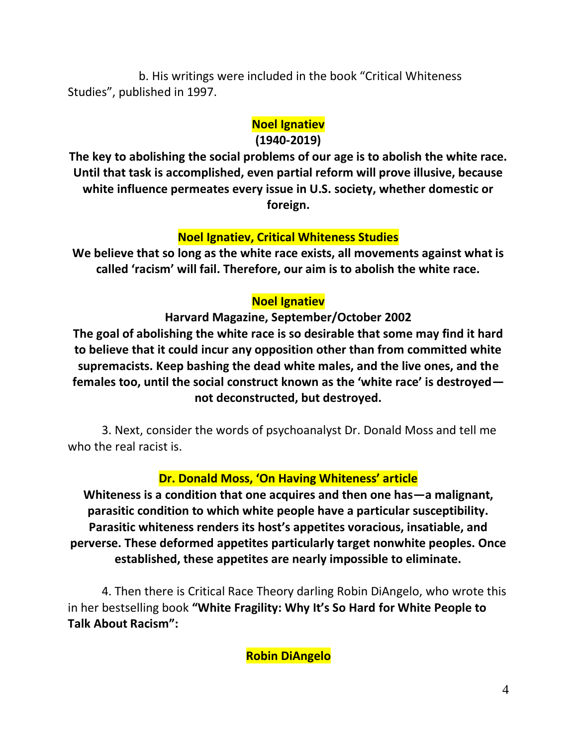b. His writings were included in the book "Critical Whiteness Studies", published in 1997.

**Noel Ignatiev**

**(1940-2019)**

**The key to abolishing the social problems of our age is to abolish the white race. Until that task is accomplished, even partial reform will prove illusive, because white influence permeates every issue in U.S. society, whether domestic or foreign.**

**Noel Ignatiev, Critical Whiteness Studies**

**We believe that so long as the white race exists, all movements against what is called 'racism' will fail. Therefore, our aim is to abolish the white race.**

**Noel Ignatiev**

**Harvard Magazine, September/October 2002**

**The goal of abolishing the white race is so desirable that some may find it hard to believe that it could incur any opposition other than from committed white supremacists. Keep bashing the dead white males, and the live ones, and the females too, until the social construct known as the 'white race' is destroyed—not deconstructed, but destroyed.**

3. Next, consider the words of psychoanalyst Dr. Donald Moss and tell me who the real racist is.

**Dr. Donald Moss, 'On Having Whiteness' article**

**Whiteness is a condition that one acquires and then one has—a malignant, parasitic condition to which white people have a particular susceptibility. Parasitic whiteness renders its host's appetites voracious, insatiable, and perverse. These deformed appetites particularly target nonwhite peoples. Once established, these appetites are nearly impossible to eliminate.**

4. Then there is Critical Race Theory darling Robin DiAngelo, who wrote this in her bestselling book **"White Fragility: Why It's So Hard for White People to Talk About Racism":**

**Robin DiAngelo**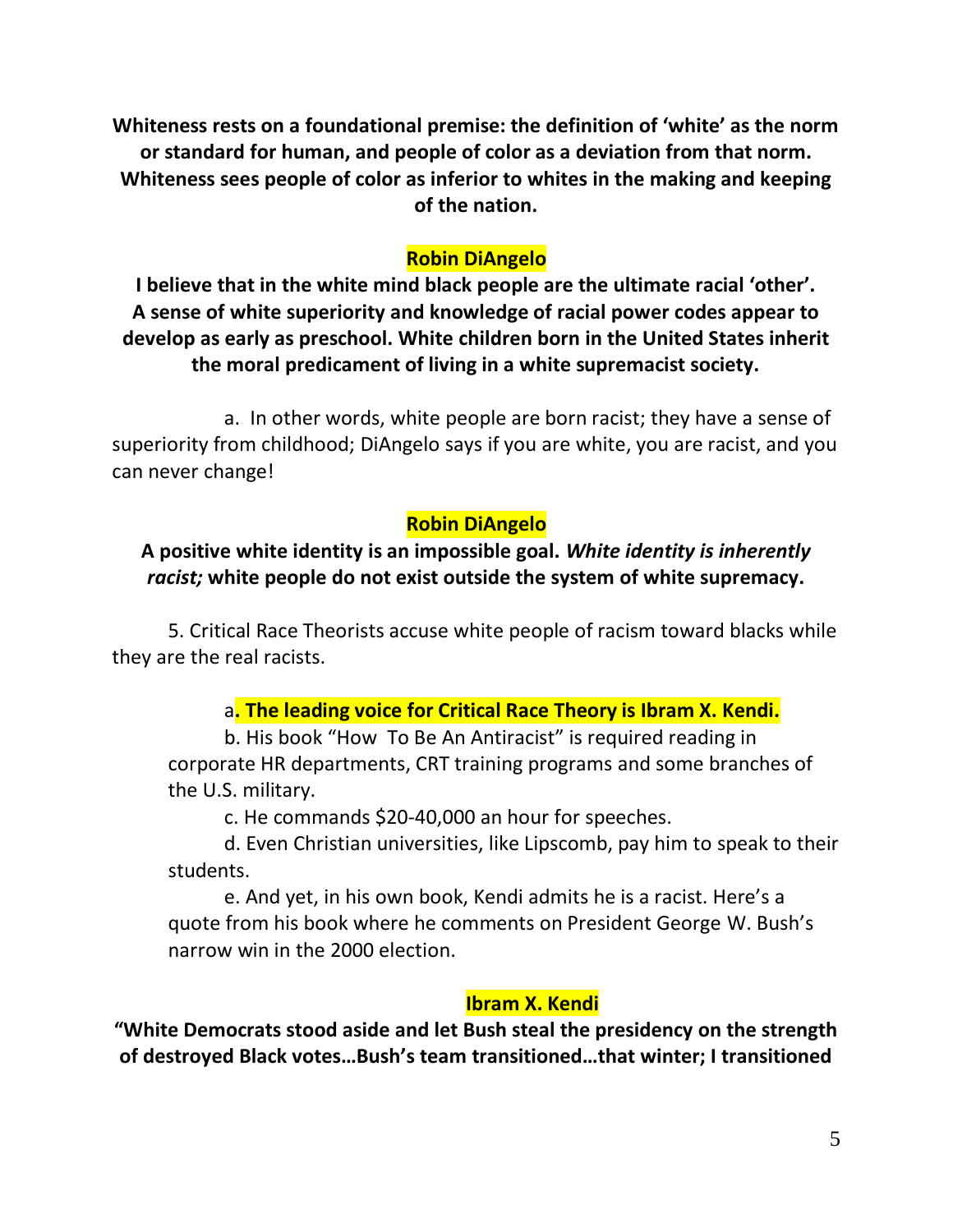**Whiteness rests on a foundational premise: the definition of 'white' as the norm or standard for human, and people of color as a deviation from that norm. Whiteness sees people of color as inferior to whites in the making and keeping of the nation.**

**Robin DiAngelo**

**I believe that in the white mind black people are the ultimate racial 'other'. A sense of white superiority and knowledge of racial power codes appear to develop as early as preschool. White children born in the United States inherit the moral predicament of living in a white supremacist society.**

a. In other words, white people are born racist; they have a sense of superiority from childhood; DiAngelo says if you are white, you are racist, and you can never change!

**Robin DiAngelo**

**A positive white identity is an impossible goal. *White identity is inherently racist;* white people do not exist outside the system of white supremacy.**

5. Critical Race Theorists accuse white people of racism toward blacks while they are the real racists.

a**. The leading voice for Critical Race Theory is Ibram X. Kendi.**

b. His book "How To Be An Antiracist" is required reading in corporate HR departments, CRT training programs and some branches of the U.S. military.

c. He commands $20-40,000 an hour for speeches.

d. Even Christian universities, like Lipscomb, pay him to speak to their students.

e. And yet, in his own book, Kendi admits he is a racist. Here's a quote from his book where he comments on President George W. Bush's narrow win in the 2000 election.

**Ibram X. Kendi**

**"White Democrats stood aside and let Bush steal the presidency on the strength of destroyed Black votes…Bush's team transitioned…that winter; I transitioned**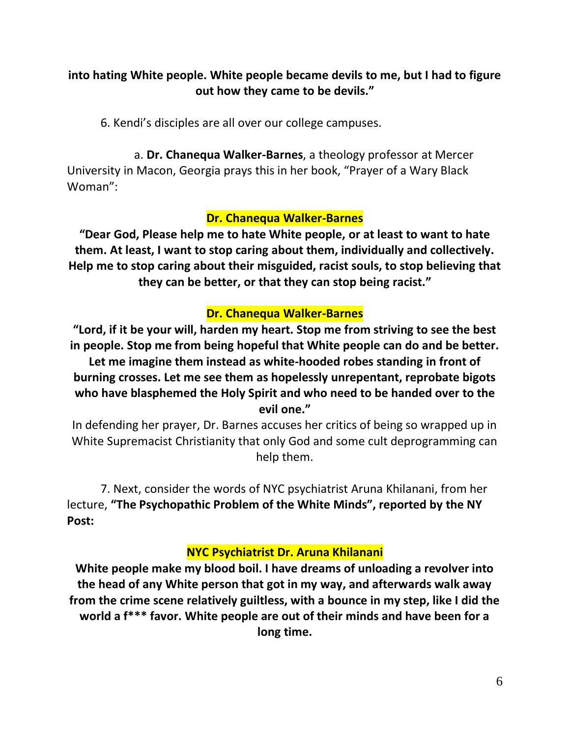**into hating White people. White people became devils to me, but I had to figure out how they came to be devils."**

6. Kendi's disciples are all over our college campuses.

a. **Dr. Chanequa Walker-Barnes**, a theology professor at Mercer University in Macon, Georgia prays this in her book, "Prayer of a Wary Black Woman":

**Dr. Chanequa Walker-Barnes**

**"Dear God, Please help me to hate White people, or at least to want to hate them. At least, I want to stop caring about them, individually and collectively. Help me to stop caring about their misguided, racist souls, to stop believing that they can be better, or that they can stop being racist."**

**Dr. Chanequa Walker-Barnes**

**"Lord, if it be your will, harden my heart. Stop me from striving to see the best in people. Stop me from being hopeful that White people can do and be better. Let me imagine them instead as white-hooded robes standing in front of burning crosses. Let me see them as hopelessly unrepentant, reprobate bigots who have blasphemed the Holy Spirit and who need to be handed over to the evil one."**

In defending her prayer, Dr. Barnes accuses her critics of being so wrapped up in White Supremacist Christianity that only God and some cult deprogramming can help them.

7. Next, consider the words of NYC psychiatrist Aruna Khilanani, from her lecture, **"The Psychopathic Problem of the White Minds", reported by the NY Post:**

**NYC Psychiatrist Dr. Aruna Khilanani**

**White people make my blood boil. I have dreams of unloading a revolver into the head of any White person that got in my way, and afterwards walk away from the crime scene relatively guiltless, with a bounce in my step, like I did the world a f*** favor. White people are out of their minds and have been for a long time.**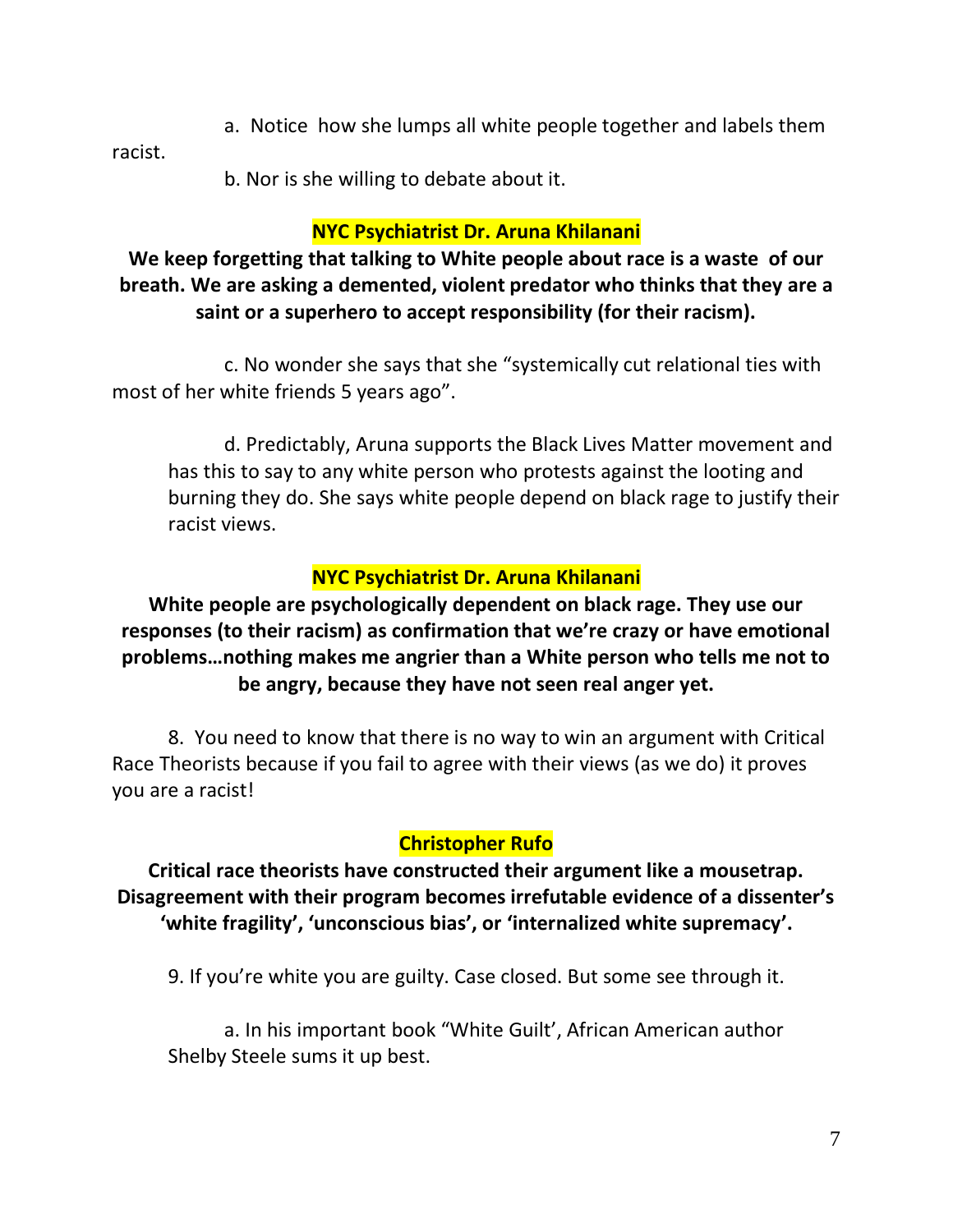a. Notice how she lumps all white people together and labels them racist.

b. Nor is she willing to debate about it.

**NYC Psychiatrist Dr. Aruna Khilanani**

**We keep forgetting that talking to White people about race is a waste of our breath. We are asking a demented, violent predator who thinks that they are a saint or a superhero to accept responsibility (for their racism).**

c. No wonder she says that she "systemically cut relational ties with most of her white friends 5 years ago".

d. Predictably, Aruna supports the Black Lives Matter movement and has this to say to any white person who protests against the looting and burning they do. She says white people depend on black rage to justify their racist views.

**NYC Psychiatrist Dr. Aruna Khilanani**

**White people are psychologically dependent on black rage. They use our responses (to their racism) as confirmation that we're crazy or have emotional problems…nothing makes me angrier than a White person who tells me not to be angry, because they have not seen real anger yet.**

8. You need to know that there is no way to win an argument with Critical Race Theorists because if you fail to agree with their views (as we do) it proves you are a racist!

**Christopher Rufo**

**Critical race theorists have constructed their argument like a mousetrap. Disagreement with their program becomes irrefutable evidence of a dissenter's 'white fragility', 'unconscious bias', or 'internalized white supremacy'.**

9. If you're white you are guilty. Case closed. But some see through it.

a. In his important book "White Guilt', African American author Shelby Steele sums it up best.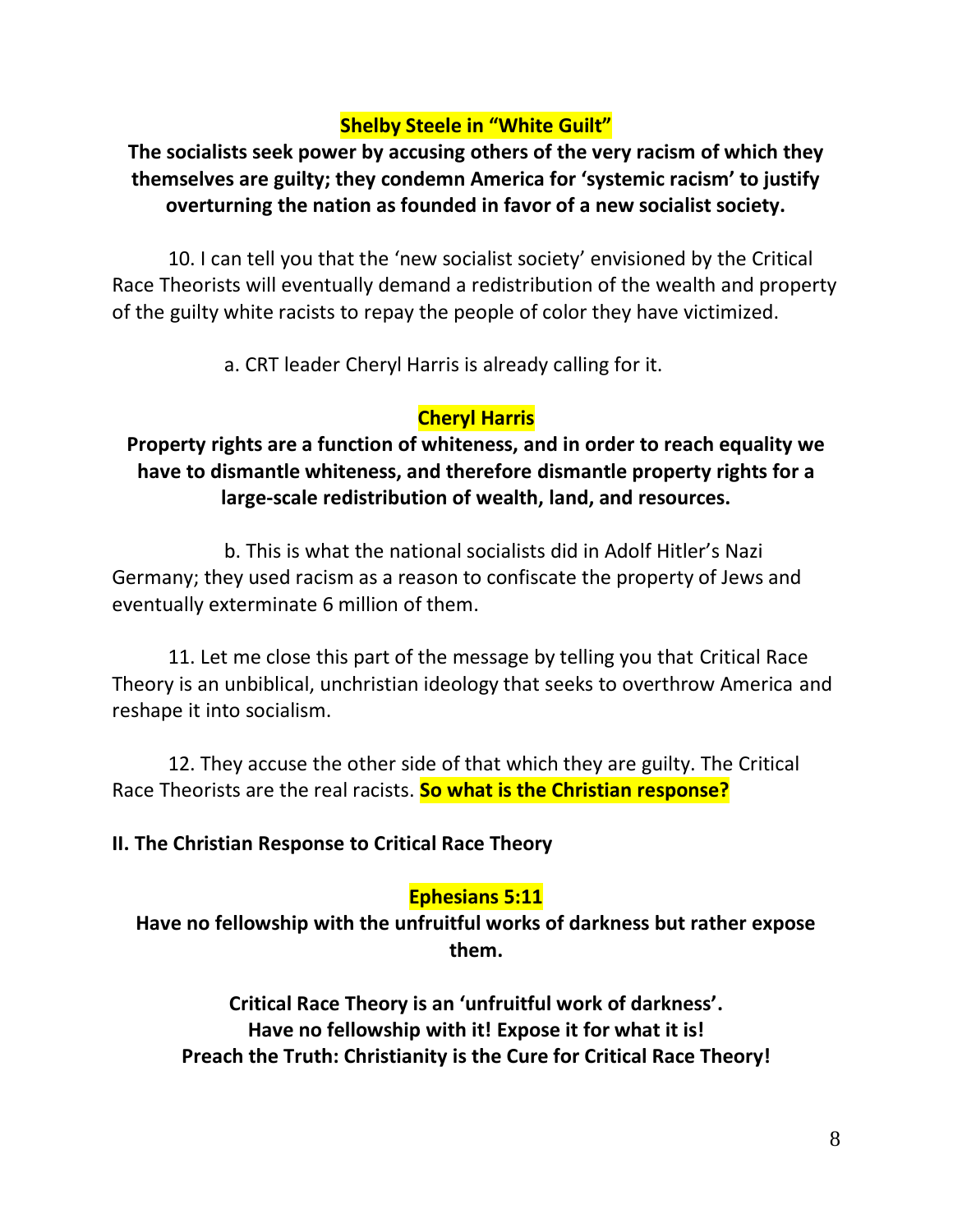**Shelby Steele in "White Guilt"**

**The socialists seek power by accusing others of the very racism of which they themselves are guilty; they condemn America for 'systemic racism' to justify overturning the nation as founded in favor of a new socialist society.**

10. I can tell you that the 'new socialist society' envisioned by the Critical Race Theorists will eventually demand a redistribution of the wealth and property of the guilty white racists to repay the people of color they have victimized.

a. CRT leader Cheryl Harris is already calling for it.

**Cheryl Harris**

**Property rights are a function of whiteness, and in order to reach equality we have to dismantle whiteness, and therefore dismantle property rights for a large-scale redistribution of wealth, land, and resources.**

b. This is what the national socialists did in Adolf Hitler's Nazi Germany; they used racism as a reason to confiscate the property of Jews and eventually exterminate 6 million of them.

11. Let me close this part of the message by telling you that Critical Race Theory is an unbiblical, unchristian ideology that seeks to overthrow America and reshape it into socialism.

12. They accuse the other side of that which they are guilty. The Critical Race Theorists are the real racists. **So what is the Christian response?**

## II. The Christian Response to Critical Race Theory

**Ephesians 5:11**

**Have no fellowship with the unfruitful works of darkness but rather expose them.**

**Critical Race Theory is an 'unfruitful work of darkness'.**
**Have no fellowship with it! Expose it for what it is!**
**Preach the Truth: Christianity is the Cure for Critical Race Theory!**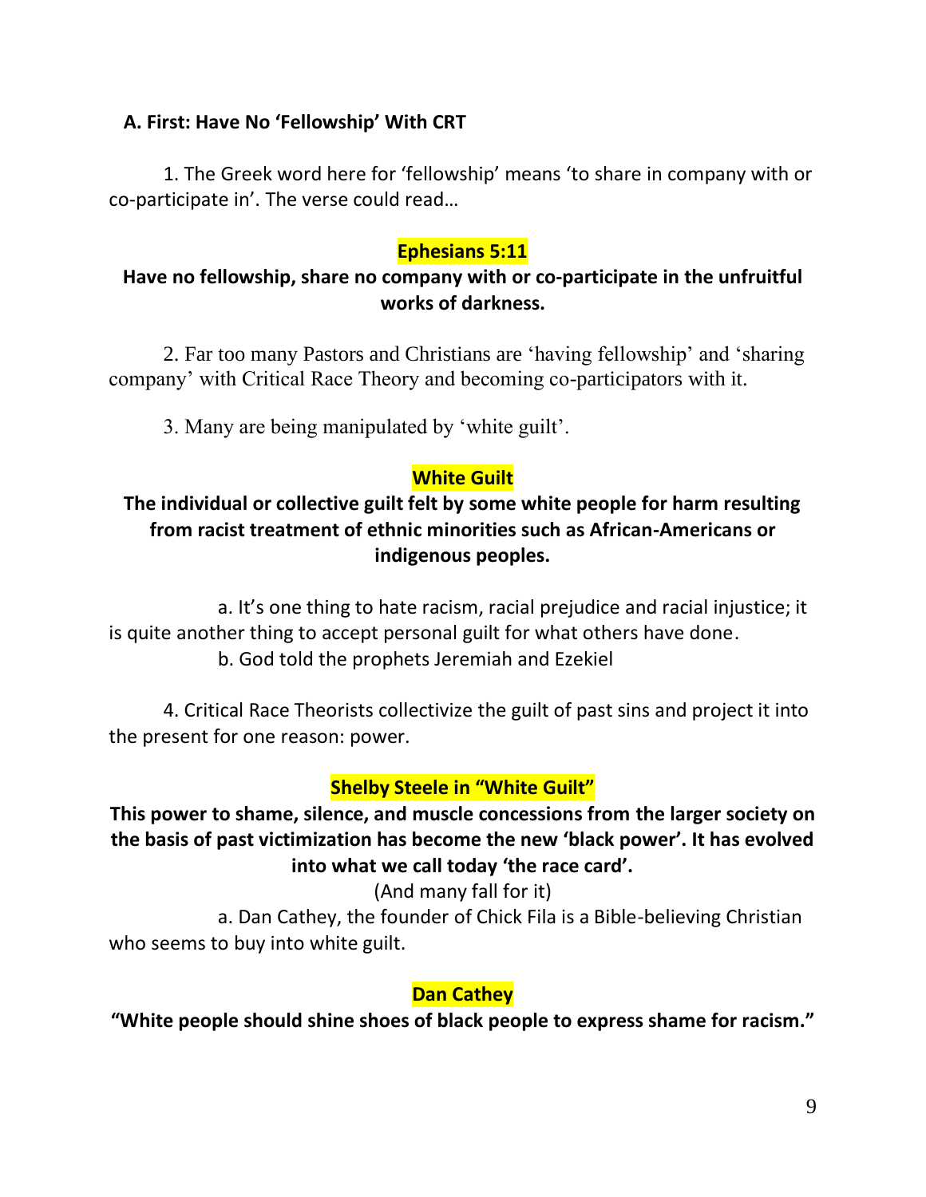### A. First: Have No 'Fellowship' With CRT

1. The Greek word here for 'fellowship' means 'to share in company with or co-participate in'. The verse could read…

**Ephesians 5:11**

**Have no fellowship, share no company with or co-participate in the unfruitful works of darkness.**

2. Far too many Pastors and Christians are 'having fellowship' and 'sharing company' with Critical Race Theory and becoming co-participators with it.

3. Many are being manipulated by 'white guilt'.

**White Guilt**

**The individual or collective guilt felt by some white people for harm resulting from racist treatment of ethnic minorities such as African-Americans or indigenous peoples.**

a. It's one thing to hate racism, racial prejudice and racial injustice; it is quite another thing to accept personal guilt for what others have done.

b. God told the prophets Jeremiah and Ezekiel

4. Critical Race Theorists collectivize the guilt of past sins and project it into the present for one reason: power.

**Shelby Steele in "White Guilt"**

**This power to shame, silence, and muscle concessions from the larger society on the basis of past victimization has become the new 'black power'. It has evolved into what we call today 'the race card'.**

(And many fall for it)

a. Dan Cathey, the founder of Chick Fila is a Bible-believing Christian who seems to buy into white guilt.

**Dan Cathey**

**"White people should shine shoes of black people to express shame for racism."**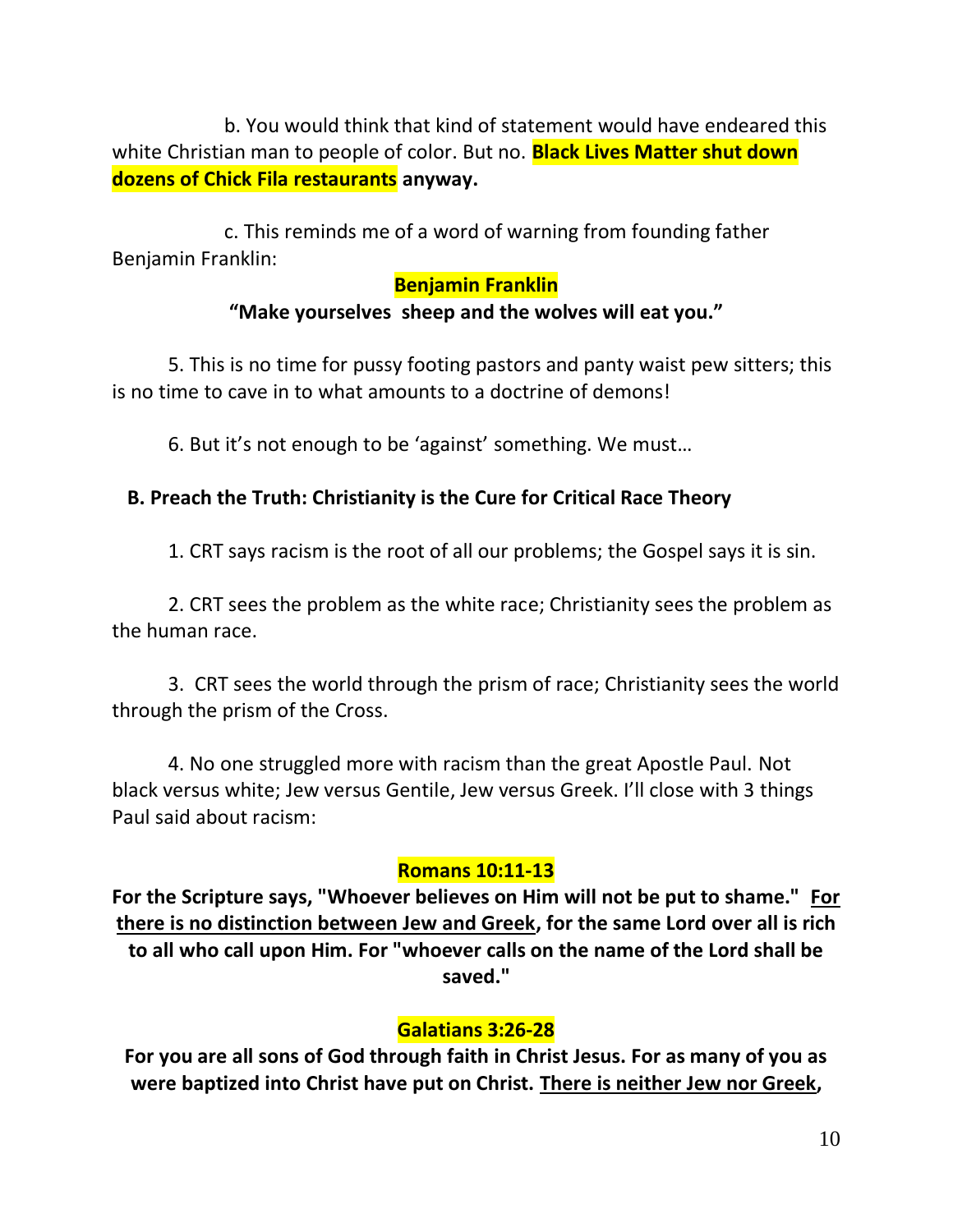b. You would think that kind of statement would have endeared this white Christian man to people of color. But no. **Black Lives Matter shut down dozens of Chick Fila restaurants anyway.**

c. This reminds me of a word of warning from founding father Benjamin Franklin:

**Benjamin Franklin**

**"Make yourselves sheep and the wolves will eat you."**

5. This is no time for pussy footing pastors and panty waist pew sitters; this is no time to cave in to what amounts to a doctrine of demons!

6. But it's not enough to be 'against' something. We must…

**B. Preach the Truth: Christianity is the Cure for Critical Race Theory**

1. CRT says racism is the root of all our problems; the Gospel says it is sin.

2. CRT sees the problem as the white race; Christianity sees the problem as the human race.

3. CRT sees the world through the prism of race; Christianity sees the world through the prism of the Cross.

4. No one struggled more with racism than the great Apostle Paul. Not black versus white; Jew versus Gentile, Jew versus Greek. I'll close with 3 things Paul said about racism:

**Romans 10:11-13**

**For the Scripture says, "Whoever believes on Him will not be put to shame." <u>For there is no distinction between Jew and Greek</u>, for the same Lord over all is rich to all who call upon Him. For "whoever calls on the name of the Lord shall be saved."**

**Galatians 3:26-28**

**For you are all sons of God through faith in Christ Jesus. For as many of you as were baptized into Christ have put on Christ. <u>There is neither Jew nor Greek</u>,**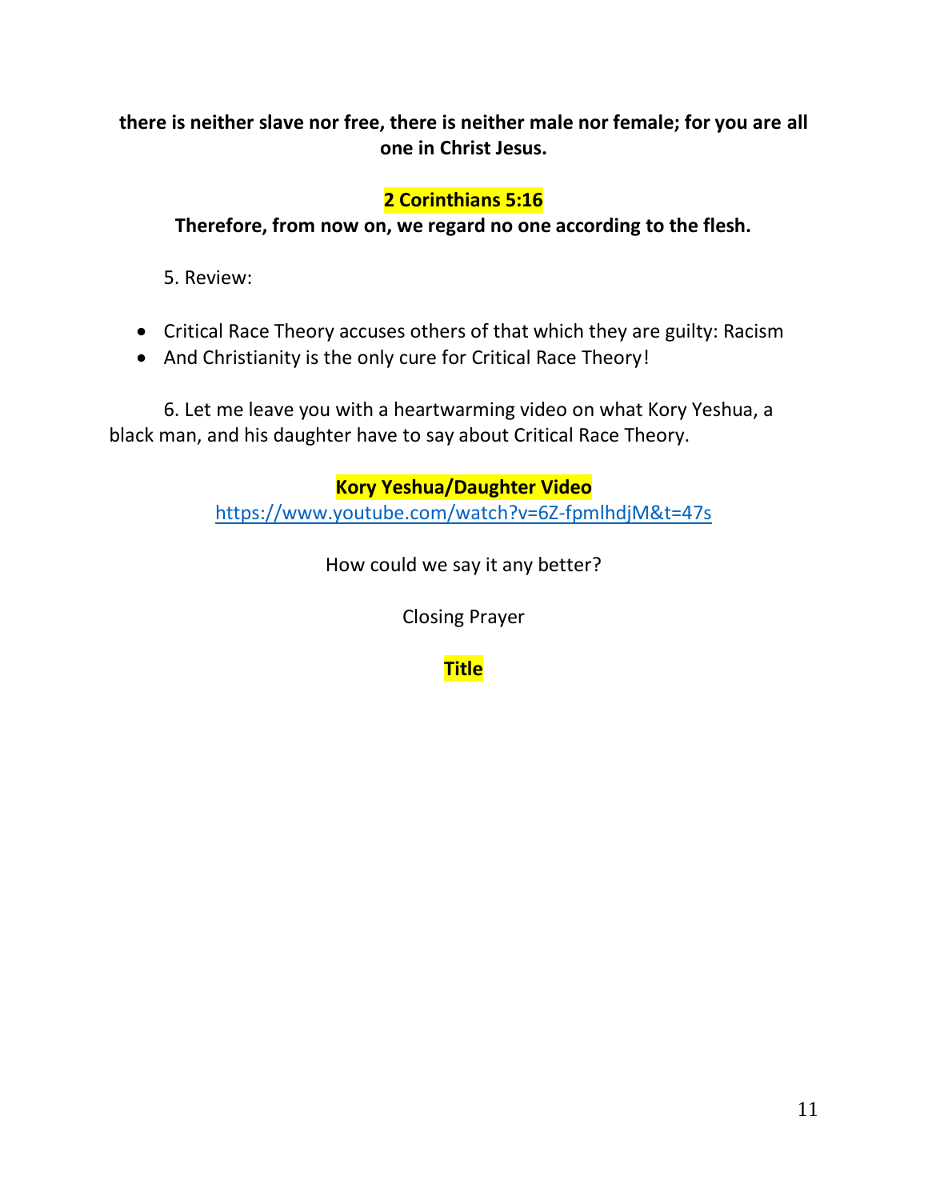**there is neither slave nor free, there is neither male nor female; for you are all one in Christ Jesus.**

**2 Corinthians 5:16**

**Therefore, from now on, we regard no one according to the flesh.**

5. Review:

- Critical Race Theory accuses others of that which they are guilty: Racism
- And Christianity is the only cure for Critical Race Theory!

6. Let me leave you with a heartwarming video on what Kory Yeshua, a black man, and his daughter have to say about Critical Race Theory.

**Kory Yeshua/Daughter Video**

https://www.youtube.com/watch?v=6Z-fpmlhdjM&t=47s

How could we say it any better?

Closing Prayer

**Title**